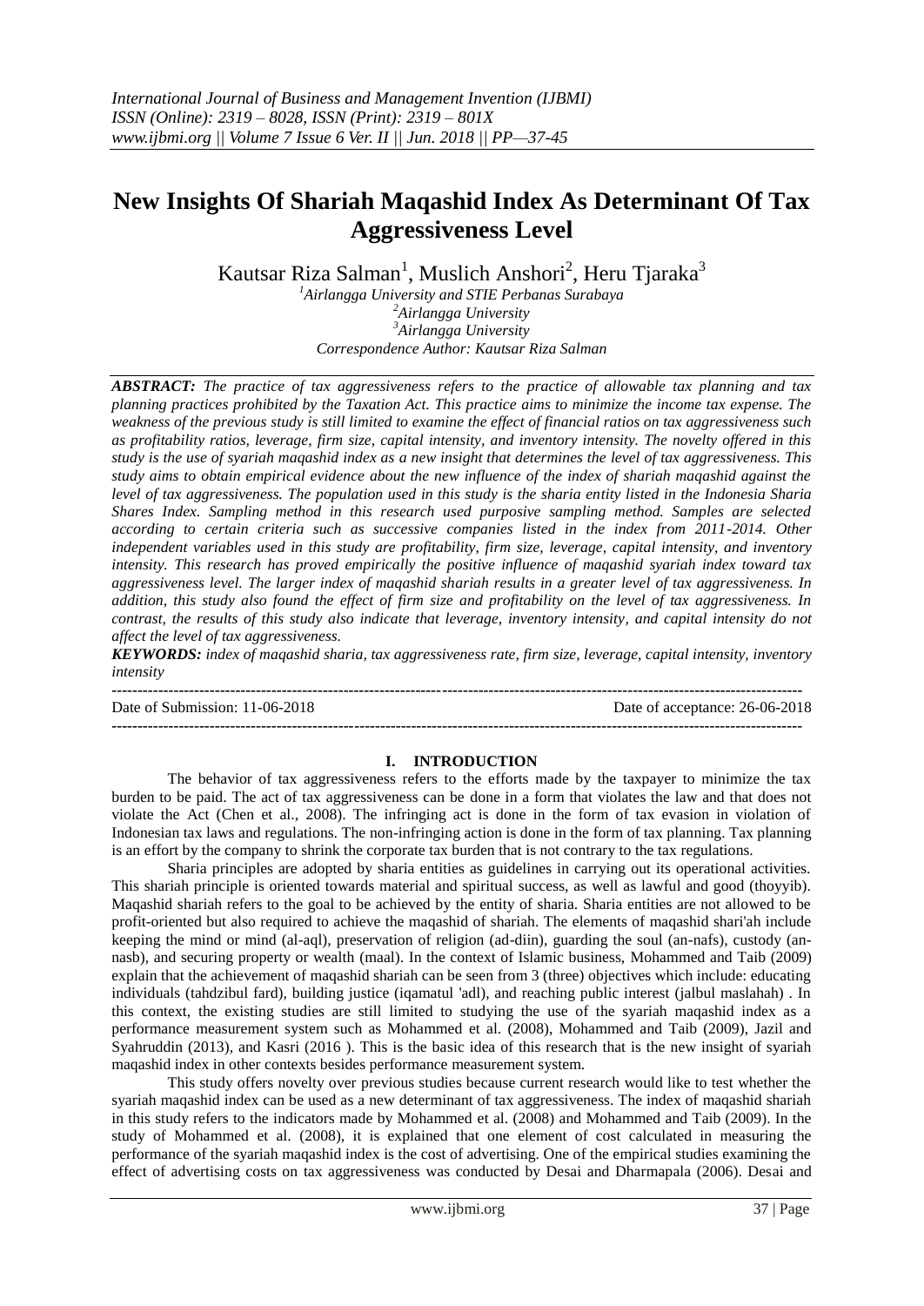# New Insights Of Shariah Maqashid Index As Determinant Of Tax Aggressiveness Level

Kautsar Riza Salman[1], Muslich Anshori[2], Heru Tjaraka[3]

[1]Airlangga University and STIE Perbanas Surabaya
[2]Airlangga University
[3]Airlangga University
Correspondence Author: Kautsar Riza Salman

***ABSTRACT:*** *The practice of tax aggressiveness refers to the practice of allowable tax planning and tax planning practices prohibited by the Taxation Act. This practice aims to minimize the income tax expense. The weakness of the previous study is still limited to examine the effect of financial ratios on tax aggressiveness such as profitability ratios, leverage, firm size, capital intensity, and inventory intensity. The novelty offered in this study is the use of syariah maqashid index as a new insight that determines the level of tax aggressiveness. This study aims to obtain empirical evidence about the new influence of the index of shariah maqashid against the level of tax aggressiveness. The population used in this study is the sharia entity listed in the Indonesia Sharia Shares Index. Sampling method in this research used purposive sampling method. Samples are selected according to certain criteria such as successive companies listed in the index from 2011-2014. Other independent variables used in this study are profitability, firm size, leverage, capital intensity, and inventory intensity. This research has proved empirically the positive influence of maqashid syariah index toward tax aggressiveness level. The larger index of maqashid shariah results in a greater level of tax aggressiveness. In addition, this study also found the effect of firm size and profitability on the level of tax aggressiveness. In contrast, the results of this study also indicate that leverage, inventory intensity, and capital intensity do not affect the level of tax aggressiveness.*

***KEYWORDS:*** *index of maqashid sharia, tax aggressiveness rate, firm size, leverage, capital intensity, inventory intensity*

---

Date of Submission: 11-06-2018 Date of acceptance: 26-06-2018

---

## I. INTRODUCTION

The behavior of tax aggressiveness refers to the efforts made by the taxpayer to minimize the tax burden to be paid. The act of tax aggressiveness can be done in a form that violates the law and that does not violate the Act (Chen et al., 2008). The infringing act is done in the form of tax evasion in violation of Indonesian tax laws and regulations. The non-infringing action is done in the form of tax planning. Tax planning is an effort by the company to shrink the corporate tax burden that is not contrary to the tax regulations.

Sharia principles are adopted by sharia entities as guidelines in carrying out its operational activities. This shariah principle is oriented towards material and spiritual success, as well as lawful and good (thoyyib). Maqashid shariah refers to the goal to be achieved by the entity of sharia. Sharia entities are not allowed to be profit-oriented but also required to achieve the maqashid of shariah. The elements of maqashid shari'ah include keeping the mind or mind (al-aql), preservation of religion (ad-diin), guarding the soul (an-nafs), custody (an-nasb), and securing property or wealth (maal). In the context of Islamic business, Mohammed and Taib (2009) explain that the achievement of maqashid shariah can be seen from 3 (three) objectives which include: educating individuals (tahdzibul fard), building justice (iqamatul 'adl), and reaching public interest (jalbul maslahah) . In this context, the existing studies are still limited to studying the use of the syariah maqashid index as a performance measurement system such as Mohammed et al. (2008), Mohammed and Taib (2009), Jazil and Syahruddin (2013), and Kasri (2016 ). This is the basic idea of this research that is the new insight of syariah maqashid index in other contexts besides performance measurement system.

This study offers novelty over previous studies because current research would like to test whether the syariah maqashid index can be used as a new determinant of tax aggressiveness. The index of maqashid shariah in this study refers to the indicators made by Mohammed et al. (2008) and Mohammed and Taib (2009). In the study of Mohammed et al. (2008), it is explained that one element of cost calculated in measuring the performance of the syariah maqashid index is the cost of advertising. One of the empirical studies examining the effect of advertising costs on tax aggressiveness was conducted by Desai and Dharmapala (2006). Desai and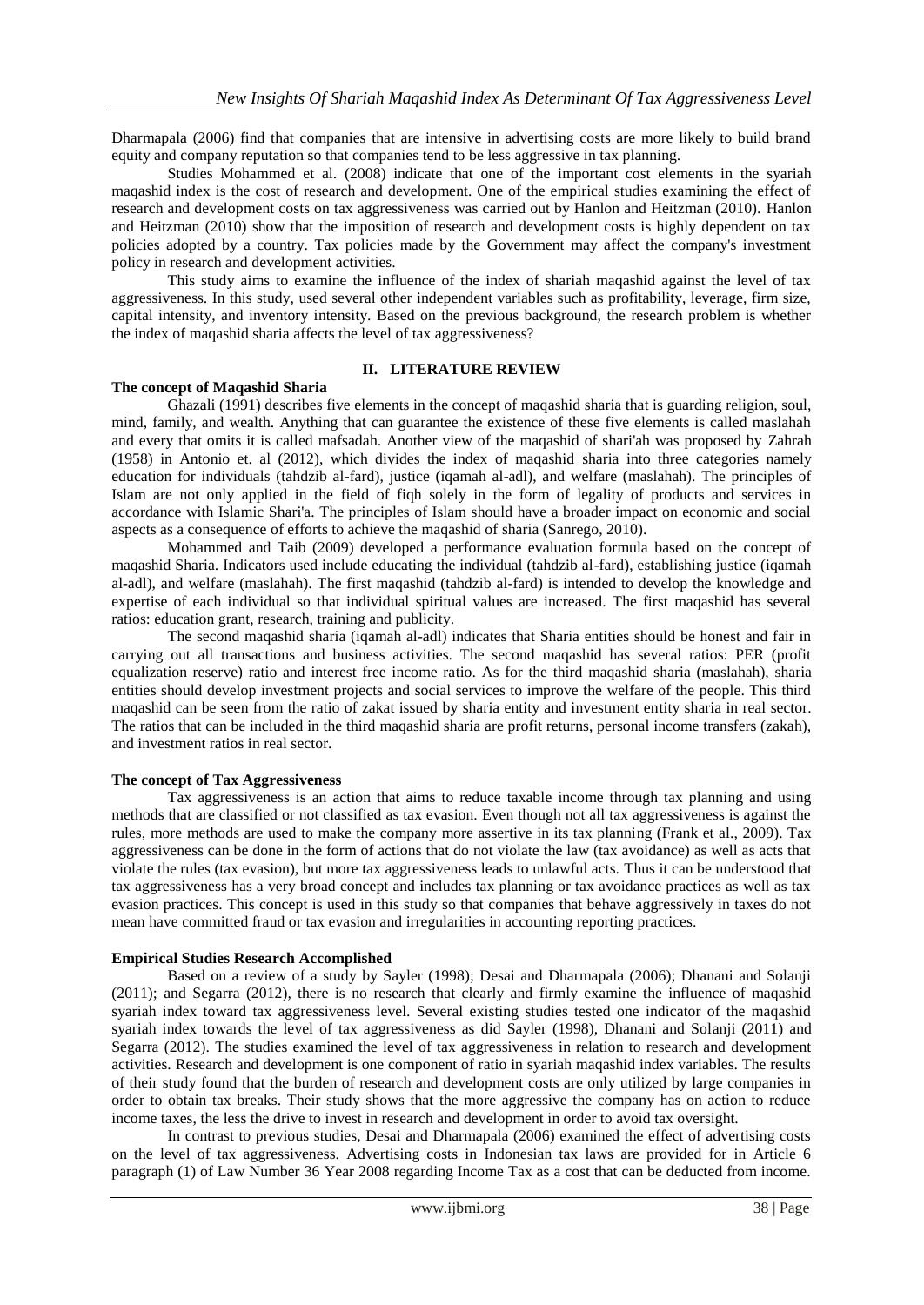Dharmapala (2006) find that companies that are intensive in advertising costs are more likely to build brand equity and company reputation so that companies tend to be less aggressive in tax planning.

Studies Mohammed et al. (2008) indicate that one of the important cost elements in the syariah maqashid index is the cost of research and development. One of the empirical studies examining the effect of research and development costs on tax aggressiveness was carried out by Hanlon and Heitzman (2010). Hanlon and Heitzman (2010) show that the imposition of research and development costs is highly dependent on tax policies adopted by a country. Tax policies made by the Government may affect the company's investment policy in research and development activities.

This study aims to examine the influence of the index of shariah maqashid against the level of tax aggressiveness. In this study, used several other independent variables such as profitability, leverage, firm size, capital intensity, and inventory intensity. Based on the previous background, the research problem is whether the index of maqashid sharia affects the level of tax aggressiveness?

## II. LITERATURE REVIEW

### The concept of Maqashid Sharia

Ghazali (1991) describes five elements in the concept of maqashid sharia that is guarding religion, soul, mind, family, and wealth. Anything that can guarantee the existence of these five elements is called maslahah and every that omits it is called mafsadah. Another view of the maqashid of shari'ah was proposed by Zahrah (1958) in Antonio et. al (2012), which divides the index of maqashid sharia into three categories namely education for individuals (tahdzib al-fard), justice (iqamah al-adl), and welfare (maslahah). The principles of Islam are not only applied in the field of fiqh solely in the form of legality of products and services in accordance with Islamic Shari'a. The principles of Islam should have a broader impact on economic and social aspects as a consequence of efforts to achieve the maqashid of sharia (Sanrego, 2010).

Mohammed and Taib (2009) developed a performance evaluation formula based on the concept of maqashid Sharia. Indicators used include educating the individual (tahdzib al-fard), establishing justice (iqamah al-adl), and welfare (maslahah). The first maqashid (tahdzib al-fard) is intended to develop the knowledge and expertise of each individual so that individual spiritual values are increased. The first maqashid has several ratios: education grant, research, training and publicity.

The second maqashid sharia (iqamah al-adl) indicates that Sharia entities should be honest and fair in carrying out all transactions and business activities. The second maqashid has several ratios: PER (profit equalization reserve) ratio and interest free income ratio. As for the third maqashid sharia (maslahah), sharia entities should develop investment projects and social services to improve the welfare of the people. This third maqashid can be seen from the ratio of zakat issued by sharia entity and investment entity sharia in real sector. The ratios that can be included in the third maqashid sharia are profit returns, personal income transfers (zakah), and investment ratios in real sector.

### The concept of Tax Aggressiveness

Tax aggressiveness is an action that aims to reduce taxable income through tax planning and using methods that are classified or not classified as tax evasion. Even though not all tax aggressiveness is against the rules, more methods are used to make the company more assertive in its tax planning (Frank et al., 2009). Tax aggressiveness can be done in the form of actions that do not violate the law (tax avoidance) as well as acts that violate the rules (tax evasion), but more tax aggressiveness leads to unlawful acts. Thus it can be understood that tax aggressiveness has a very broad concept and includes tax planning or tax avoidance practices as well as tax evasion practices. This concept is used in this study so that companies that behave aggressively in taxes do not mean have committed fraud or tax evasion and irregularities in accounting reporting practices.

### Empirical Studies Research Accomplished

Based on a review of a study by Sayler (1998); Desai and Dharmapala (2006); Dhanani and Solanji (2011); and Segarra (2012), there is no research that clearly and firmly examine the influence of maqashid syariah index toward tax aggressiveness level. Several existing studies tested one indicator of the maqashid syariah index towards the level of tax aggressiveness as did Sayler (1998), Dhanani and Solanji (2011) and Segarra (2012). The studies examined the level of tax aggressiveness in relation to research and development activities. Research and development is one component of ratio in syariah maqashid index variables. The results of their study found that the burden of research and development costs are only utilized by large companies in order to obtain tax breaks. Their study shows that the more aggressive the company has on action to reduce income taxes, the less the drive to invest in research and development in order to avoid tax oversight.

In contrast to previous studies, Desai and Dharmapala (2006) examined the effect of advertising costs on the level of tax aggressiveness. Advertising costs in Indonesian tax laws are provided for in Article 6 paragraph (1) of Law Number 36 Year 2008 regarding Income Tax as a cost that can be deducted from income.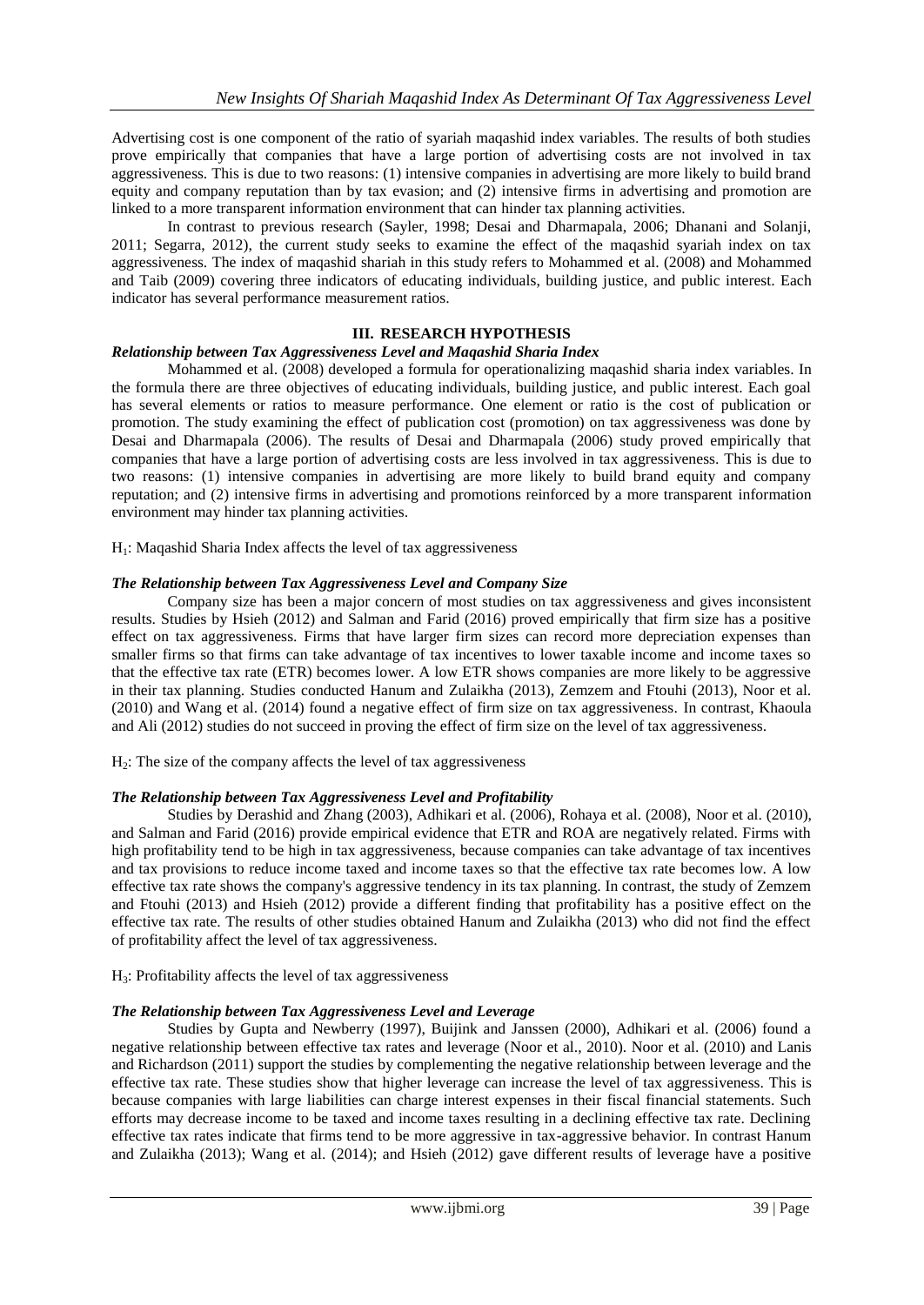Advertising cost is one component of the ratio of syariah maqashid index variables. The results of both studies prove empirically that companies that have a large portion of advertising costs are not involved in tax aggressiveness. This is due to two reasons: (1) intensive companies in advertising are more likely to build brand equity and company reputation than by tax evasion; and (2) intensive firms in advertising and promotion are linked to a more transparent information environment that can hinder tax planning activities.

In contrast to previous research (Sayler, 1998; Desai and Dharmapala, 2006; Dhanani and Solanji, 2011; Segarra, 2012), the current study seeks to examine the effect of the maqashid syariah index on tax aggressiveness. The index of maqashid shariah in this study refers to Mohammed et al. (2008) and Mohammed and Taib (2009) covering three indicators of educating individuals, building justice, and public interest. Each indicator has several performance measurement ratios.

## III. RESEARCH HYPOTHESIS

### *Relationship between Tax Aggressiveness Level and Maqashid Sharia Index*

Mohammed et al. (2008) developed a formula for operationalizing maqashid sharia index variables. In the formula there are three objectives of educating individuals, building justice, and public interest. Each goal has several elements or ratios to measure performance. One element or ratio is the cost of publication or promotion. The study examining the effect of publication cost (promotion) on tax aggressiveness was done by Desai and Dharmapala (2006). The results of Desai and Dharmapala (2006) study proved empirically that companies that have a large portion of advertising costs are less involved in tax aggressiveness. This is due to two reasons: (1) intensive companies in advertising are more likely to build brand equity and company reputation; and (2) intensive firms in advertising and promotions reinforced by a more transparent information environment may hinder tax planning activities.

$H_1$: Maqashid Sharia Index affects the level of tax aggressiveness

### *The Relationship between Tax Aggressiveness Level and Company Size*

Company size has been a major concern of most studies on tax aggressiveness and gives inconsistent results. Studies by Hsieh (2012) and Salman and Farid (2016) proved empirically that firm size has a positive effect on tax aggressiveness. Firms that have larger firm sizes can record more depreciation expenses than smaller firms so that firms can take advantage of tax incentives to lower taxable income and income taxes so that the effective tax rate (ETR) becomes lower. A low ETR shows companies are more likely to be aggressive in their tax planning. Studies conducted Hanum and Zulaikha (2013), Zemzem and Ftouhi (2013), Noor et al. (2010) and Wang et al. (2014) found a negative effect of firm size on tax aggressiveness. In contrast, Khaoula and Ali (2012) studies do not succeed in proving the effect of firm size on the level of tax aggressiveness.

$H_2$: The size of the company affects the level of tax aggressiveness

### *The Relationship between Tax Aggressiveness Level and Profitability*

Studies by Derashid and Zhang (2003), Adhikari et al. (2006), Rohaya et al. (2008), Noor et al. (2010), and Salman and Farid (2016) provide empirical evidence that ETR and ROA are negatively related. Firms with high profitability tend to be high in tax aggressiveness, because companies can take advantage of tax incentives and tax provisions to reduce income taxed and income taxes so that the effective tax rate becomes low. A low effective tax rate shows the company's aggressive tendency in its tax planning. In contrast, the study of Zemzem and Ftouhi (2013) and Hsieh (2012) provide a different finding that profitability has a positive effect on the effective tax rate. The results of other studies obtained Hanum and Zulaikha (2013) who did not find the effect of profitability affect the level of tax aggressiveness.

$H_3$: Profitability affects the level of tax aggressiveness

### *The Relationship between Tax Aggressiveness Level and Leverage*

Studies by Gupta and Newberry (1997), Buijink and Janssen (2000), Adhikari et al. (2006) found a negative relationship between effective tax rates and leverage (Noor et al., 2010). Noor et al. (2010) and Lanis and Richardson (2011) support the studies by complementing the negative relationship between leverage and the effective tax rate. These studies show that higher leverage can increase the level of tax aggressiveness. This is because companies with large liabilities can charge interest expenses in their fiscal financial statements. Such efforts may decrease income to be taxed and income taxes resulting in a declining effective tax rate. Declining effective tax rates indicate that firms tend to be more aggressive in tax-aggressive behavior. In contrast Hanum and Zulaikha (2013); Wang et al. (2014); and Hsieh (2012) gave different results of leverage have a positive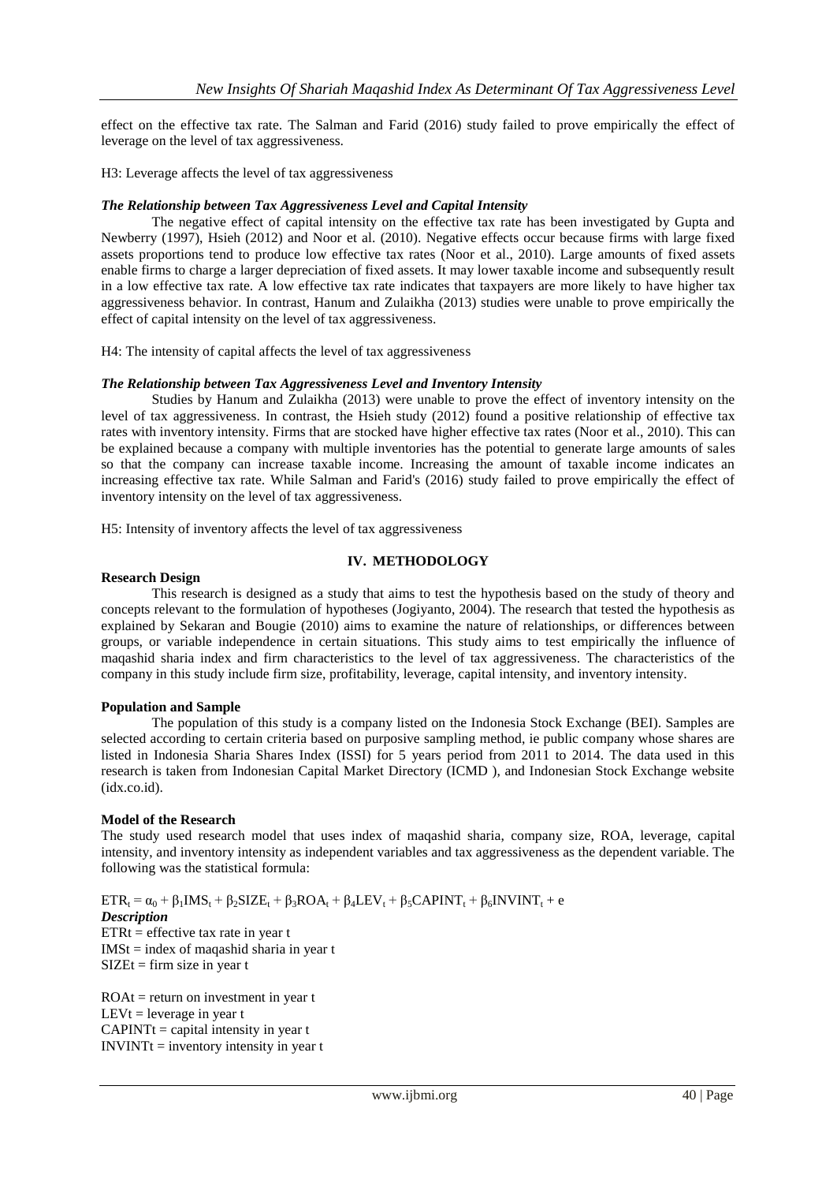effect on the effective tax rate. The Salman and Farid (2016) study failed to prove empirically the effect of leverage on the level of tax aggressiveness.

H3: Leverage affects the level of tax aggressiveness

***The Relationship between Tax Aggressiveness Level and Capital Intensity***

The negative effect of capital intensity on the effective tax rate has been investigated by Gupta and Newberry (1997), Hsieh (2012) and Noor et al. (2010). Negative effects occur because firms with large fixed assets proportions tend to produce low effective tax rates (Noor et al., 2010). Large amounts of fixed assets enable firms to charge a larger depreciation of fixed assets. It may lower taxable income and subsequently result in a low effective tax rate. A low effective tax rate indicates that taxpayers are more likely to have higher tax aggressiveness behavior. In contrast, Hanum and Zulaikha (2013) studies were unable to prove empirically the effect of capital intensity on the level of tax aggressiveness.

H4: The intensity of capital affects the level of tax aggressiveness

***The Relationship between Tax Aggressiveness Level and Inventory Intensity***

Studies by Hanum and Zulaikha (2013) were unable to prove the effect of inventory intensity on the level of tax aggressiveness. In contrast, the Hsieh study (2012) found a positive relationship of effective tax rates with inventory intensity. Firms that are stocked have higher effective tax rates (Noor et al., 2010). This can be explained because a company with multiple inventories has the potential to generate large amounts of sales so that the company can increase taxable income. Increasing the amount of taxable income indicates an increasing effective tax rate. While Salman and Farid's (2016) study failed to prove empirically the effect of inventory intensity on the level of tax aggressiveness.

H5: Intensity of inventory affects the level of tax aggressiveness

## IV. METHODOLOGY

**Research Design**

This research is designed as a study that aims to test the hypothesis based on the study of theory and concepts relevant to the formulation of hypotheses (Jogiyanto, 2004). The research that tested the hypothesis as explained by Sekaran and Bougie (2010) aims to examine the nature of relationships, or differences between groups, or variable independence in certain situations. This study aims to test empirically the influence of maqashid sharia index and firm characteristics to the level of tax aggressiveness. The characteristics of the company in this study include firm size, profitability, leverage, capital intensity, and inventory intensity.

**Population and Sample**

The population of this study is a company listed on the Indonesia Stock Exchange (BEI). Samples are selected according to certain criteria based on purposive sampling method, ie public company whose shares are listed in Indonesia Sharia Shares Index (ISSI) for 5 years period from 2011 to 2014. The data used in this research is taken from Indonesian Capital Market Directory (ICMD ), and Indonesian Stock Exchange website (idx.co.id).

**Model of the Research**

The study used research model that uses index of maqashid sharia, company size, ROA, leverage, capital intensity, and inventory intensity as independent variables and tax aggressiveness as the dependent variable. The following was the statistical formula:

$$ETR_t = \alpha_0 + \beta_1 IMS_t + \beta_2 SIZE_t + \beta_3 ROA_t + \beta_4 LEV_t + \beta_5 CAPINT_t + \beta_6 INVINT_t + e$$

***Description***

ETRt = effective tax rate in year t
IMSt = index of maqashid sharia in year t
SIZEt = firm size in year t

ROAt = return on investment in year t
LEVt = leverage in year t
CAPINTt = capital intensity in year t
INVINTt = inventory intensity in year t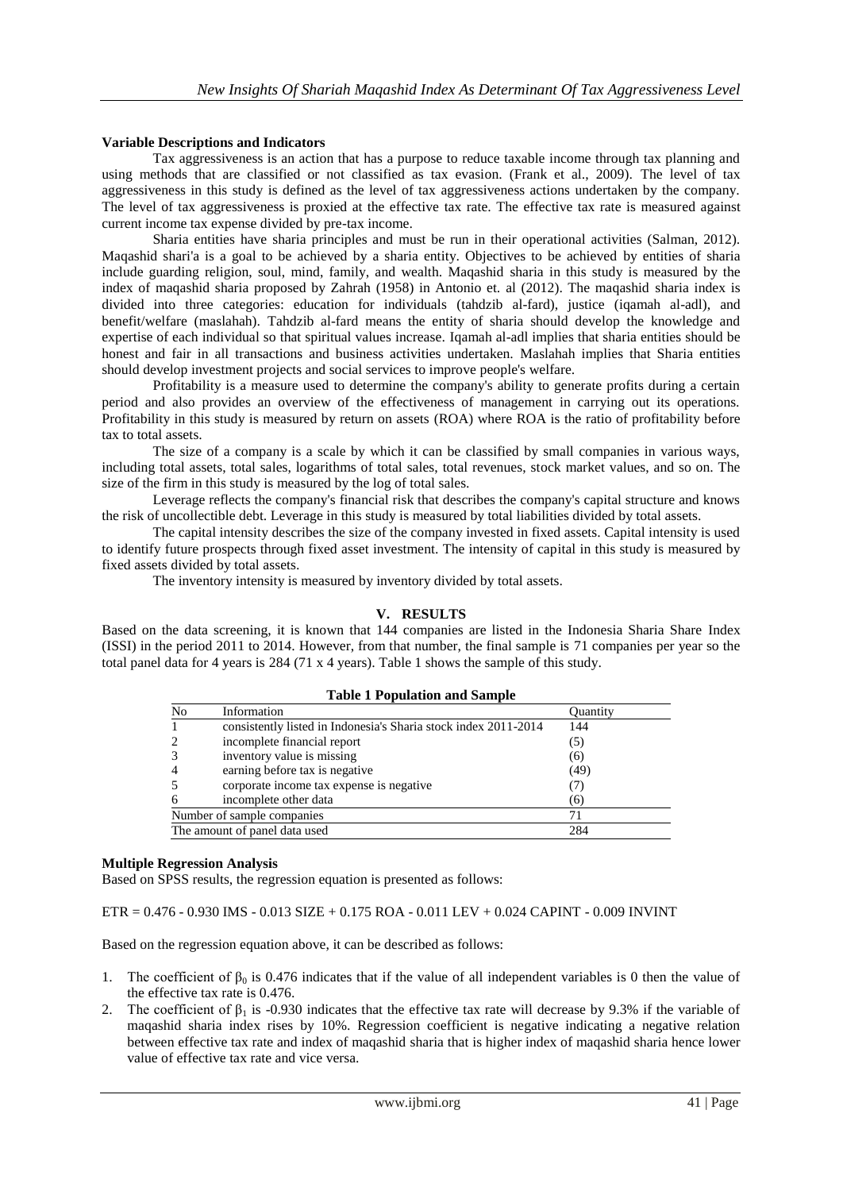**Variable Descriptions and Indicators**

Tax aggressiveness is an action that has a purpose to reduce taxable income through tax planning and using methods that are classified or not classified as tax evasion. (Frank et al., 2009). The level of tax aggressiveness in this study is defined as the level of tax aggressiveness actions undertaken by the company. The level of tax aggressiveness is proxied at the effective tax rate. The effective tax rate is measured against current income tax expense divided by pre-tax income.

Sharia entities have sharia principles and must be run in their operational activities (Salman, 2012). Maqashid shari'a is a goal to be achieved by a sharia entity. Objectives to be achieved by entities of sharia include guarding religion, soul, mind, family, and wealth. Maqashid sharia in this study is measured by the index of maqashid sharia proposed by Zahrah (1958) in Antonio et. al (2012). The maqashid sharia index is divided into three categories: education for individuals (tahdzib al-fard), justice (iqamah al-adl), and benefit/welfare (maslahah). Tahdzib al-fard means the entity of sharia should develop the knowledge and expertise of each individual so that spiritual values increase. Iqamah al-adl implies that sharia entities should be honest and fair in all transactions and business activities undertaken. Maslahah implies that Sharia entities should develop investment projects and social services to improve people's welfare.

Profitability is a measure used to determine the company's ability to generate profits during a certain period and also provides an overview of the effectiveness of management in carrying out its operations. Profitability in this study is measured by return on assets (ROA) where ROA is the ratio of profitability before tax to total assets.

The size of a company is a scale by which it can be classified by small companies in various ways, including total assets, total sales, logarithms of total sales, total revenues, stock market values, and so on. The size of the firm in this study is measured by the log of total sales.

Leverage reflects the company's financial risk that describes the company's capital structure and knows the risk of uncollectible debt. Leverage in this study is measured by total liabilities divided by total assets.

The capital intensity describes the size of the company invested in fixed assets. Capital intensity is used to identify future prospects through fixed asset investment. The intensity of capital in this study is measured by fixed assets divided by total assets.

The inventory intensity is measured by inventory divided by total assets.

## V. RESULTS

Based on the data screening, it is known that 144 companies are listed in the Indonesia Sharia Share Index (ISSI) in the period 2011 to 2014. However, from that number, the final sample is 71 companies per year so the total panel data for 4 years is 284 (71 x 4 years). Table 1 shows the sample of this study.

**Table 1 Population and Sample**

| No | Information | Quantity |
|---|---|---|
| 1 | consistently listed in Indonesia's Sharia stock index 2011-2014 | 144 |
| 2 | incomplete financial report | (5) |
| 3 | inventory value is missing | (6) |
| 4 | earning before tax is negative | (49) |
| 5 | corporate income tax expense is negative | (7) |
| 6 | incomplete other data | (6) |
| Number of sample companies | | 71 |
| The amount of panel data used | | 284 |

**Multiple Regression Analysis**

Based on SPSS results, the regression equation is presented as follows:

ETR = 0.476 - 0.930 IMS - 0.013 SIZE + 0.175 ROA - 0.011 LEV + 0.024 CAPINT - 0.009 INVINT

Based on the regression equation above, it can be described as follows:

1. The coefficient of $\beta_0$ is 0.476 indicates that if the value of all independent variables is 0 then the value of the effective tax rate is 0.476.
2. The coefficient of $\beta_1$ is -0.930 indicates that the effective tax rate will decrease by 9.3% if the variable of maqashid sharia index rises by 10%. Regression coefficient is negative indicating a negative relation between effective tax rate and index of maqashid sharia that is higher index of maqashid sharia hence lower value of effective tax rate and vice versa.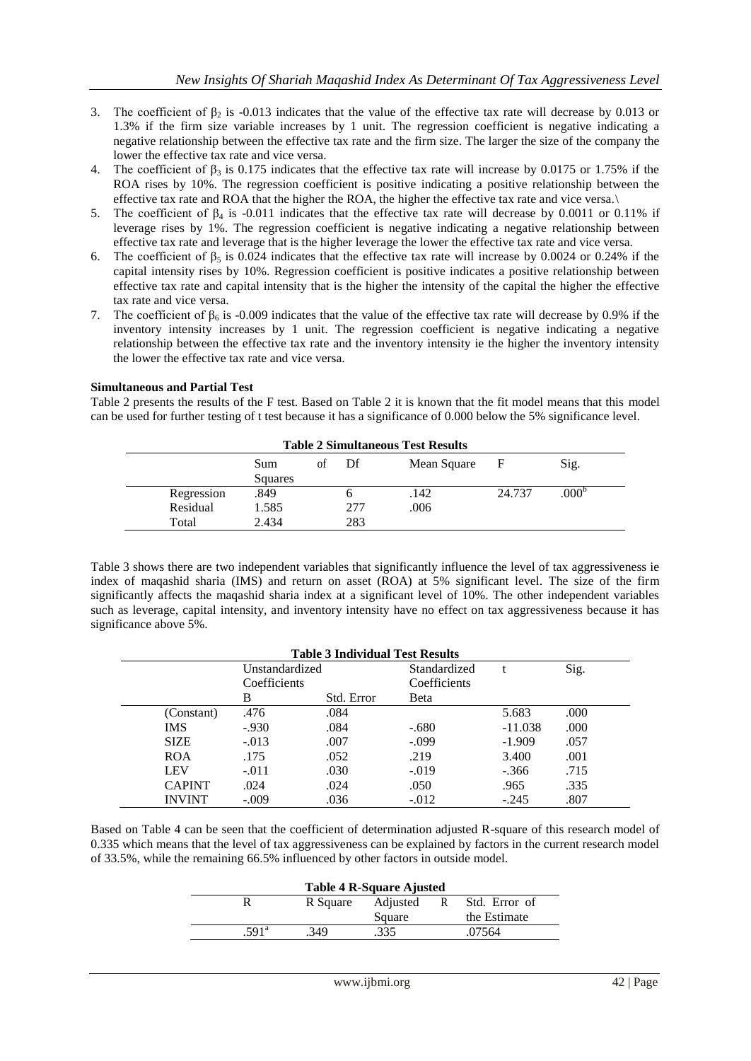3. The coefficient of $\beta_2$ is -0.013 indicates that the value of the effective tax rate will decrease by 0.013 or 1.3% if the firm size variable increases by 1 unit. The regression coefficient is negative indicating a negative relationship between the effective tax rate and the firm size. The larger the size of the company the lower the effective tax rate and vice versa.
4. The coefficient of $\beta_3$ is 0.175 indicates that the effective tax rate will increase by 0.0175 or 1.75% if the ROA rises by 10%. The regression coefficient is positive indicating a positive relationship between the effective tax rate and ROA that the higher the ROA, the higher the effective tax rate and vice versa.\
5. The coefficient of $\beta_4$ is -0.011 indicates that the effective tax rate will decrease by 0.0011 or 0.11% if leverage rises by 1%. The regression coefficient is negative indicating a negative relationship between effective tax rate and leverage that is the higher leverage the lower the effective tax rate and vice versa.
6. The coefficient of $\beta_5$ is 0.024 indicates that the effective tax rate will increase by 0.0024 or 0.24% if the capital intensity rises by 10%. Regression coefficient is positive indicates a positive relationship between effective tax rate and capital intensity that is the higher the intensity of the capital the higher the effective tax rate and vice versa.
7. The coefficient of $\beta_6$ is -0.009 indicates that the value of the effective tax rate will decrease by 0.9% if the inventory intensity increases by 1 unit. The regression coefficient is negative indicating a negative relationship between the effective tax rate and the inventory intensity ie the higher the inventory intensity the lower the effective tax rate and vice versa.

**Simultaneous and Partial Test**

Table 2 presents the results of the F test. Based on Table 2 it is known that the fit model means that this model can be used for further testing of t test because it has a significance of 0.000 below the 5% significance level.

**Table 2 Simultaneous Test Results**

| | Sum of Squares | Df | Mean Square | F | Sig. |
|---|---|---|---|---|---|
| Regression | .849 | 6 | .142 | 24.737 | .000[b] |
| Residual | 1.585 | 277 | .006 | | |
| Total | 2.434 | 283 | | | |

Table 3 shows there are two independent variables that significantly influence the level of tax aggressiveness ie index of maqashid sharia (IMS) and return on asset (ROA) at 5% significant level. The size of the firm significantly affects the maqashid sharia index at a significant level of 10%. The other independent variables such as leverage, capital intensity, and inventory intensity have no effect on tax aggressiveness because it has significance above 5%.

**Table 3 Individual Test Results**

| | Unstandardized Coefficients | | Standardized Coefficients | t | Sig. |
|---|---|---|---|---|---|
| | B | Std. Error | Beta | | |
| (Constant) | .476 | .084 | | 5.683 | .000 |
| IMS | -.930 | .084 | -.680 | -11.038 | .000 |
| SIZE | -.013 | .007 | -.099 | -1.909 | .057 |
| ROA | .175 | .052 | .219 | 3.400 | .001 |
| LEV | -.011 | .030 | -.019 | -.366 | .715 |
| CAPINT | .024 | .024 | .050 | .965 | .335 |
| INVINT | -.009 | .036 | -.012 | -.245 | .807 |

Based on Table 4 can be seen that the coefficient of determination adjusted R-square of this research model of 0.335 which means that the level of tax aggressiveness can be explained by factors in the current research model of 33.5%, while the remaining 66.5% influenced by other factors in outside model.

**Table 4 R-Square Ajusted**

| R | R Square | Adjusted R Square | Std. Error of the Estimate |
|---|---|---|---|
| .591[a] | .349 | .335 | .07564 |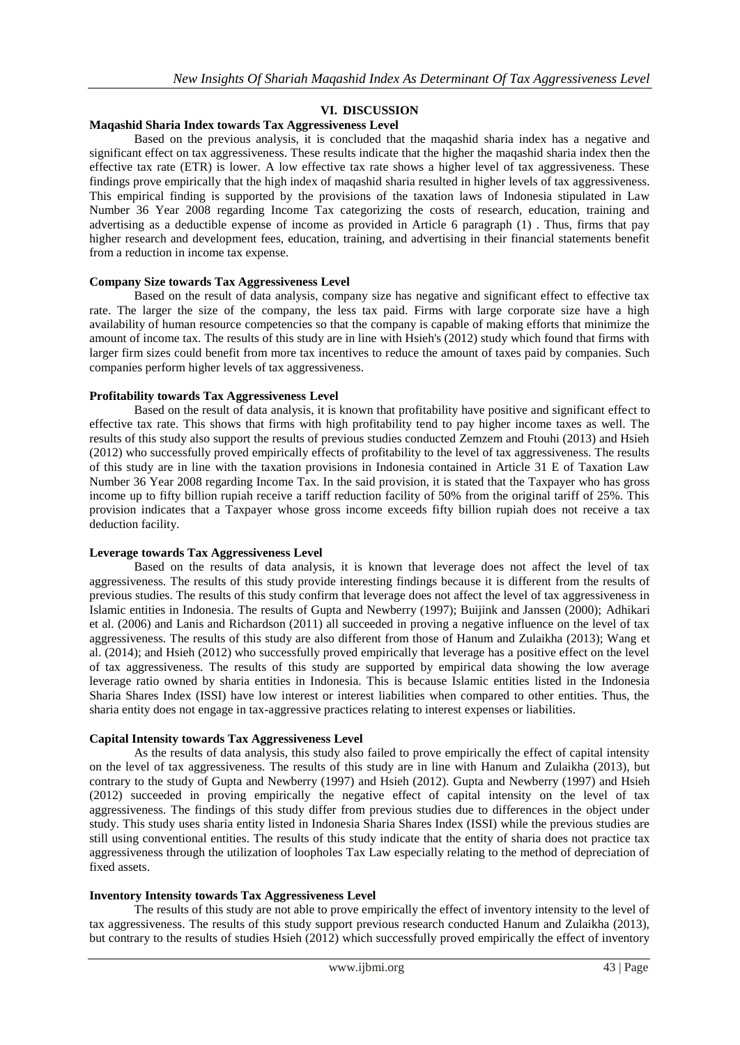## VI. DISCUSSION

### Maqashid Sharia Index towards Tax Aggressiveness Level

Based on the previous analysis, it is concluded that the maqashid sharia index has a negative and significant effect on tax aggressiveness. These results indicate that the higher the maqashid sharia index then the effective tax rate (ETR) is lower. A low effective tax rate shows a higher level of tax aggressiveness. These findings prove empirically that the high index of maqashid sharia resulted in higher levels of tax aggressiveness. This empirical finding is supported by the provisions of the taxation laws of Indonesia stipulated in Law Number 36 Year 2008 regarding Income Tax categorizing the costs of research, education, training and advertising as a deductible expense of income as provided in Article 6 paragraph (1) . Thus, firms that pay higher research and development fees, education, training, and advertising in their financial statements benefit from a reduction in income tax expense.

### Company Size towards Tax Aggressiveness Level

Based on the result of data analysis, company size has negative and significant effect to effective tax rate. The larger the size of the company, the less tax paid. Firms with large corporate size have a high availability of human resource competencies so that the company is capable of making efforts that minimize the amount of income tax. The results of this study are in line with Hsieh's (2012) study which found that firms with larger firm sizes could benefit from more tax incentives to reduce the amount of taxes paid by companies. Such companies perform higher levels of tax aggressiveness.

### Profitability towards Tax Aggressiveness Level

Based on the result of data analysis, it is known that profitability have positive and significant effect to effective tax rate. This shows that firms with high profitability tend to pay higher income taxes as well. The results of this study also support the results of previous studies conducted Zemzem and Ftouhi (2013) and Hsieh (2012) who successfully proved empirically effects of profitability to the level of tax aggressiveness. The results of this study are in line with the taxation provisions in Indonesia contained in Article 31 E of Taxation Law Number 36 Year 2008 regarding Income Tax. In the said provision, it is stated that the Taxpayer who has gross income up to fifty billion rupiah receive a tariff reduction facility of 50% from the original tariff of 25%. This provision indicates that a Taxpayer whose gross income exceeds fifty billion rupiah does not receive a tax deduction facility.

### Leverage towards Tax Aggressiveness Level

Based on the results of data analysis, it is known that leverage does not affect the level of tax aggressiveness. The results of this study provide interesting findings because it is different from the results of previous studies. The results of this study confirm that leverage does not affect the level of tax aggressiveness in Islamic entities in Indonesia. The results of Gupta and Newberry (1997); Buijink and Janssen (2000); Adhikari et al. (2006) and Lanis and Richardson (2011) all succeeded in proving a negative influence on the level of tax aggressiveness. The results of this study are also different from those of Hanum and Zulaikha (2013); Wang et al. (2014); and Hsieh (2012) who successfully proved empirically that leverage has a positive effect on the level of tax aggressiveness. The results of this study are supported by empirical data showing the low average leverage ratio owned by sharia entities in Indonesia. This is because Islamic entities listed in the Indonesia Sharia Shares Index (ISSI) have low interest or interest liabilities when compared to other entities. Thus, the sharia entity does not engage in tax-aggressive practices relating to interest expenses or liabilities.

### Capital Intensity towards Tax Aggressiveness Level

As the results of data analysis, this study also failed to prove empirically the effect of capital intensity on the level of tax aggressiveness. The results of this study are in line with Hanum and Zulaikha (2013), but contrary to the study of Gupta and Newberry (1997) and Hsieh (2012). Gupta and Newberry (1997) and Hsieh (2012) succeeded in proving empirically the negative effect of capital intensity on the level of tax aggressiveness. The findings of this study differ from previous studies due to differences in the object under study. This study uses sharia entity listed in Indonesia Sharia Shares Index (ISSI) while the previous studies are still using conventional entities. The results of this study indicate that the entity of sharia does not practice tax aggressiveness through the utilization of loopholes Tax Law especially relating to the method of depreciation of fixed assets.

### Inventory Intensity towards Tax Aggressiveness Level

The results of this study are not able to prove empirically the effect of inventory intensity to the level of tax aggressiveness. The results of this study support previous research conducted Hanum and Zulaikha (2013), but contrary to the results of studies Hsieh (2012) which successfully proved empirically the effect of inventory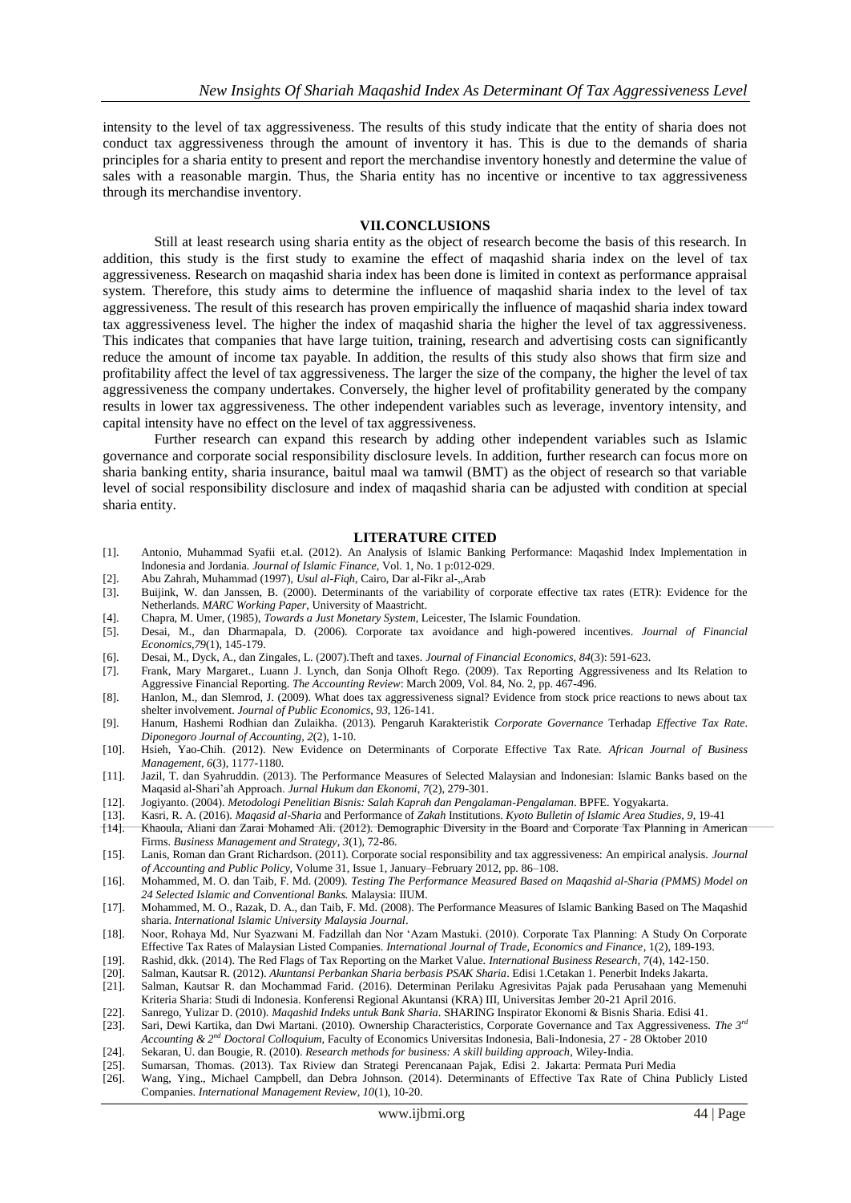intensity to the level of tax aggressiveness. The results of this study indicate that the entity of sharia does not conduct tax aggressiveness through the amount of inventory it has. This is due to the demands of sharia principles for a sharia entity to present and report the merchandise inventory honestly and determine the value of sales with a reasonable margin. Thus, the Sharia entity has no incentive or incentive to tax aggressiveness through its merchandise inventory.

## VII. CONCLUSIONS

Still at least research using sharia entity as the object of research become the basis of this research. In addition, this study is the first study to examine the effect of maqashid sharia index on the level of tax aggressiveness. Research on maqashid sharia index has been done is limited in context as performance appraisal system. Therefore, this study aims to determine the influence of maqashid sharia index to the level of tax aggressiveness. The result of this research has proven empirically the influence of maqashid sharia index toward tax aggressiveness level. The higher the index of maqashid sharia the higher the level of tax aggressiveness. This indicates that companies that have large tuition, training, research and advertising costs can significantly reduce the amount of income tax payable. In addition, the results of this study also shows that firm size and profitability affect the level of tax aggressiveness. The larger the size of the company, the higher the level of tax aggressiveness the company undertakes. Conversely, the higher level of profitability generated by the company results in lower tax aggressiveness. The other independent variables such as leverage, inventory intensity, and capital intensity have no effect on the level of tax aggressiveness.

Further research can expand this research by adding other independent variables such as Islamic governance and corporate social responsibility disclosure levels. In addition, further research can focus more on sharia banking entity, sharia insurance, baitul maal wa tamwil (BMT) as the object of research so that variable level of social responsibility disclosure and index of maqashid sharia can be adjusted with condition at special sharia entity.

## LITERATURE CITED

[1]. Antonio, Muhammad Syafii et.al. (2012). An Analysis of Islamic Banking Performance: Maqashid Index Implementation in Indonesia and Jordania. *Journal of Islamic Finance*, Vol. 1, No. 1 p:012-029.

[2]. Abu Zahrah, Muhammad (1997), *Usul al-Fiqh*, Cairo, Dar al-Fikr al-„Arab

[3]. Buijink, W. dan Janssen, B. (2000). Determinants of the variability of corporate effective tax rates (ETR): Evidence for the Netherlands. *MARC Working Paper*, University of Maastricht.

[4]. Chapra, M. Umer, (1985), *Towards a Just Monetary System*, Leicester, The Islamic Foundation.

[5]. Desai, M., dan Dharmapala, D. (2006). Corporate tax avoidance and high-powered incentives. *Journal of Financial Economics*,*79*(1), 145-179.

[6]. Desai, M., Dyck, A., dan Zingales, L. (2007).Theft and taxes. *Journal of Financial Economics, 84*(3): 591-623.

[7]. Frank, Mary Margaret., Luann J. Lynch, dan Sonja Olhoft Rego. (2009). Tax Reporting Aggressiveness and Its Relation to Aggressive Financial Reporting. *The Accounting Review*: March 2009, Vol. 84, No. 2, pp. 467-496.

[8]. Hanlon, M., dan Slemrod, J. (2009). What does tax aggressiveness signal? Evidence from stock price reactions to news about tax shelter involvement. *Journal of Public Economics*, *93*, 126-141.

[9]. Hanum, Hashemi Rodhian dan Zulaikha. (2013). Pengaruh Karakteristik *Corporate Governance* Terhadap *Effective Tax Rate*. *Diponegoro Journal of Accounting*, *2*(2), 1-10.

[10]. Hsieh, Yao-Chih. (2012). New Evidence on Determinants of Corporate Effective Tax Rate. *African Journal of Business Management*, *6*(3), 1177-1180.

[11]. Jazil, T. dan Syahruddin. (2013). The Performance Measures of Selected Malaysian and Indonesian: Islamic Banks based on the Maqasid al-Shari'ah Approach. *Jurnal Hukum dan Ekonomi*, *7*(2), 279-301.

[12]. Jogiyanto. (2004). *Metodologi Penelitian Bisnis: Salah Kaprah dan Pengalaman-Pengalaman*. BPFE. Yogyakarta.

[13]. Kasri, R. A. (2016). *Maqasid al-Sharia* and Performance of *Zakah* Institutions. *Kyoto Bulletin of Islamic Area Studies*, *9*, 19-41

[14]. Khaoula, Aliani dan Zarai Mohamed Ali. (2012). Demographic Diversity in the Board and Corporate Tax Planning in American Firms. *Business Management and Strategy*, *3*(1), 72-86.

[15]. Lanis, Roman dan Grant Richardson. (2011). Corporate social responsibility and tax aggressiveness: An empirical analysis. *Journal of Accounting and Public Policy*, Volume 31, Issue 1, January–February 2012, pp. 86–108.

[16]. Mohammed, M. O. dan Taib, F. Md. (2009). *Testing The Performance Measured Based on Maqashid al-Sharia (PMMS) Model on 24 Selected Islamic and Conventional Banks.* Malaysia: IIUM.

[17]. Mohammed, M. O., Razak, D. A., dan Taib, F. Md. (2008). The Performance Measures of Islamic Banking Based on The Maqashid sharia. *International Islamic University Malaysia Journal*.

[18]. Noor, Rohaya Md, Nur Syazwani M. Fadzillah dan Nor 'Azam Mastuki. (2010). Corporate Tax Planning: A Study On Corporate Effective Tax Rates of Malaysian Listed Companies. *International Journal of Trade, Economics and Finance*, 1(2), 189-193.

[19]. Rashid, dkk. (2014). The Red Flags of Tax Reporting on the Market Value. *International Business Research*, *7*(4), 142-150.

[20]. Salman, Kautsar R. (2012). *Akuntansi Perbankan Sharia berbasis PSAK Sharia*. Edisi 1.Cetakan 1. Penerbit Indeks Jakarta.

[21]. Salman, Kautsar R. dan Mochammad Farid. (2016). Determinan Perilaku Agresivitas Pajak pada Perusahaan yang Memenuhi Kriteria Sharia: Studi di Indonesia. Konferensi Regional Akuntansi (KRA) III, Universitas Jember 20-21 April 2016.

[22]. Sanrego, Yulizar D. (2010). *Maqashid Indeks untuk Bank Sharia*. SHARING Inspirator Ekonomi & Bisnis Sharia. Edisi 41.

[23]. Sari, Dewi Kartika, dan Dwi Martani. (2010). Ownership Characteristics, Corporate Governance and Tax Aggressiveness. *The 3rd Accounting & 2nd Doctoral Colloquium*, Faculty of Economics Universitas Indonesia, Bali-Indonesia, 27 - 28 Oktober 2010

[24]. Sekaran, U. dan Bougie, R. (2010). *Research methods for business: A skill building approach*, Wiley-India.

[25]. Sumarsan, Thomas. (2013). Tax Riview dan Strategi Perencanaan Pajak, Edisi 2. Jakarta: Permata Puri Media

[26]. Wang, Ying., Michael Campbell, dan Debra Johnson. (2014). Determinants of Effective Tax Rate of China Publicly Listed Companies. *International Management Review*, *10*(1), 10-20.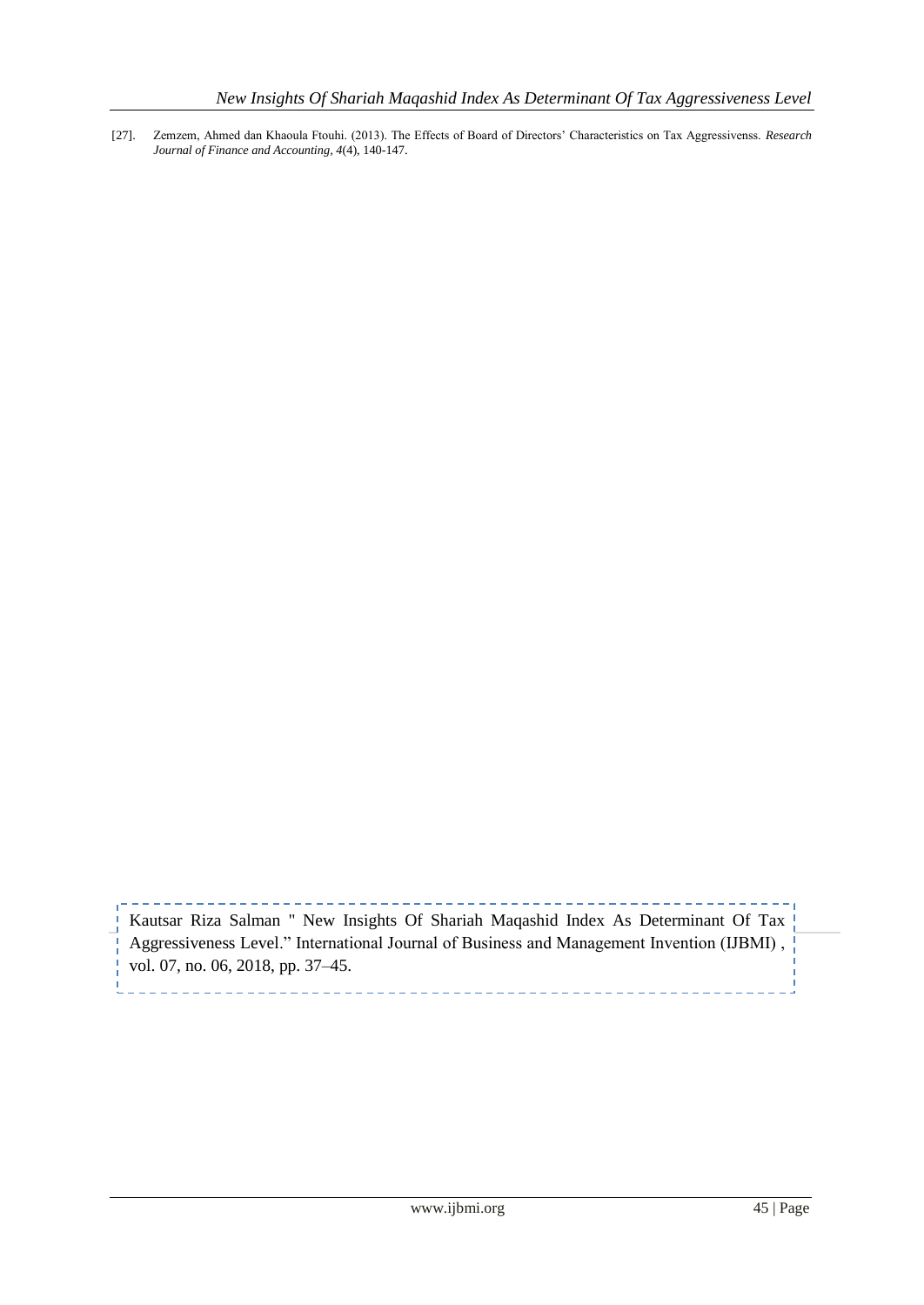[27]. Zemzem, Ahmed dan Khaoula Ftouhi. (2013). The Effects of Board of Directors' Characteristics on Tax Aggressivenss. *Research Journal of Finance and Accounting*, *4*(4), 140-147.

Kautsar Riza Salman " New Insights Of Shariah Maqashid Index As Determinant Of Tax Aggressiveness Level." International Journal of Business and Management Invention (IJBMI) , vol. 07, no. 06, 2018, pp. 37–45.